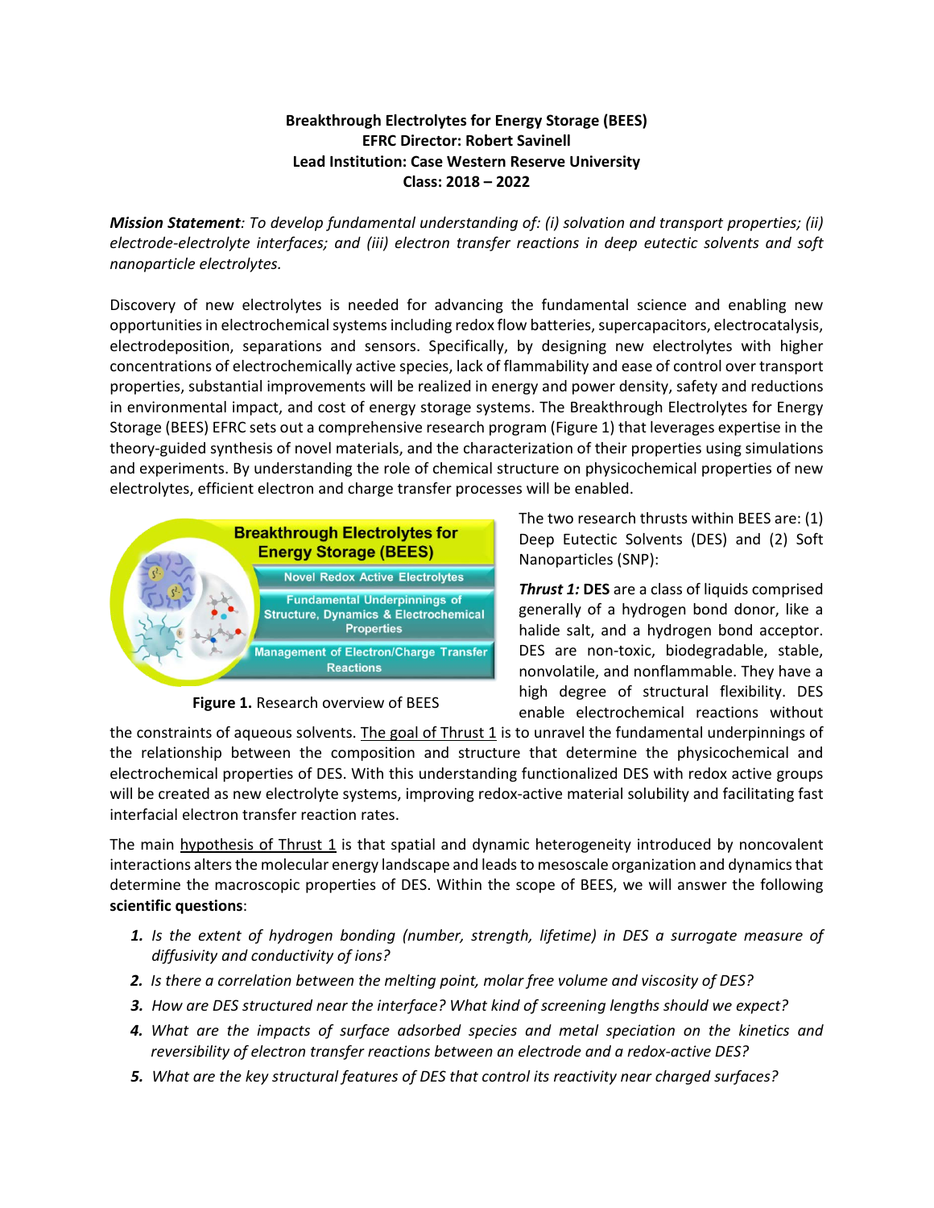**Breakthrough Electrolytes for Energy Storage (BEES)**
**EFRC Director: Robert Savinell**
**Lead Institution: Case Western Reserve University**
**Class: 2018 – 2022**

***Mission Statement**: To develop fundamental understanding of: (i) solvation and transport properties; (ii) electrode-electrolyte interfaces; and (iii) electron transfer reactions in deep eutectic solvents and soft nanoparticle electrolytes.*

Discovery of new electrolytes is needed for advancing the fundamental science and enabling new opportunities in electrochemical systems including redox flow batteries, supercapacitors, electrocatalysis, electrodeposition, separations and sensors. Specifically, by designing new electrolytes with higher concentrations of electrochemically active species, lack of flammability and ease of control over transport properties, substantial improvements will be realized in energy and power density, safety and reductions in environmental impact, and cost of energy storage systems. The Breakthrough Electrolytes for Energy Storage (BEES) EFRC sets out a comprehensive research program (Figure 1) that leverages expertise in the theory-guided synthesis of novel materials, and the characterization of their properties using simulations and experiments. By understanding the role of chemical structure on physicochemical properties of new electrolytes, efficient electron and charge transfer processes will be enabled.

**Figure 1.** Research overview of BEES

The two research thrusts within BEES are: (1) Deep Eutectic Solvents (DES) and (2) Soft Nanoparticles (SNP):

***Thrust 1:*** **DES** are a class of liquids comprised generally of a hydrogen bond donor, like a halide salt, and a hydrogen bond acceptor. DES are non-toxic, biodegradable, stable, nonvolatile, and nonflammable. They have a high degree of structural flexibility. DES enable electrochemical reactions without the constraints of aqueous solvents. The goal of Thrust 1 is to unravel the fundamental underpinnings of the relationship between the composition and structure that determine the physicochemical and electrochemical properties of DES. With this understanding functionalized DES with redox active groups will be created as new electrolyte systems, improving redox-active material solubility and facilitating fast interfacial electron transfer reaction rates.

The main hypothesis of Thrust 1 is that spatial and dynamic heterogeneity introduced by noncovalent interactions alters the molecular energy landscape and leads to mesoscale organization and dynamics that determine the macroscopic properties of DES. Within the scope of BEES, we will answer the following **scientific questions**:

1. *Is the extent of hydrogen bonding (number, strength, lifetime) in DES a surrogate measure of diffusivity and conductivity of ions?*
2. *Is there a correlation between the melting point, molar free volume and viscosity of DES?*
3. *How are DES structured near the interface? What kind of screening lengths should we expect?*
4. *What are the impacts of surface adsorbed species and metal speciation on the kinetics and reversibility of electron transfer reactions between an electrode and a redox-active DES?*
5. *What are the key structural features of DES that control its reactivity near charged surfaces?*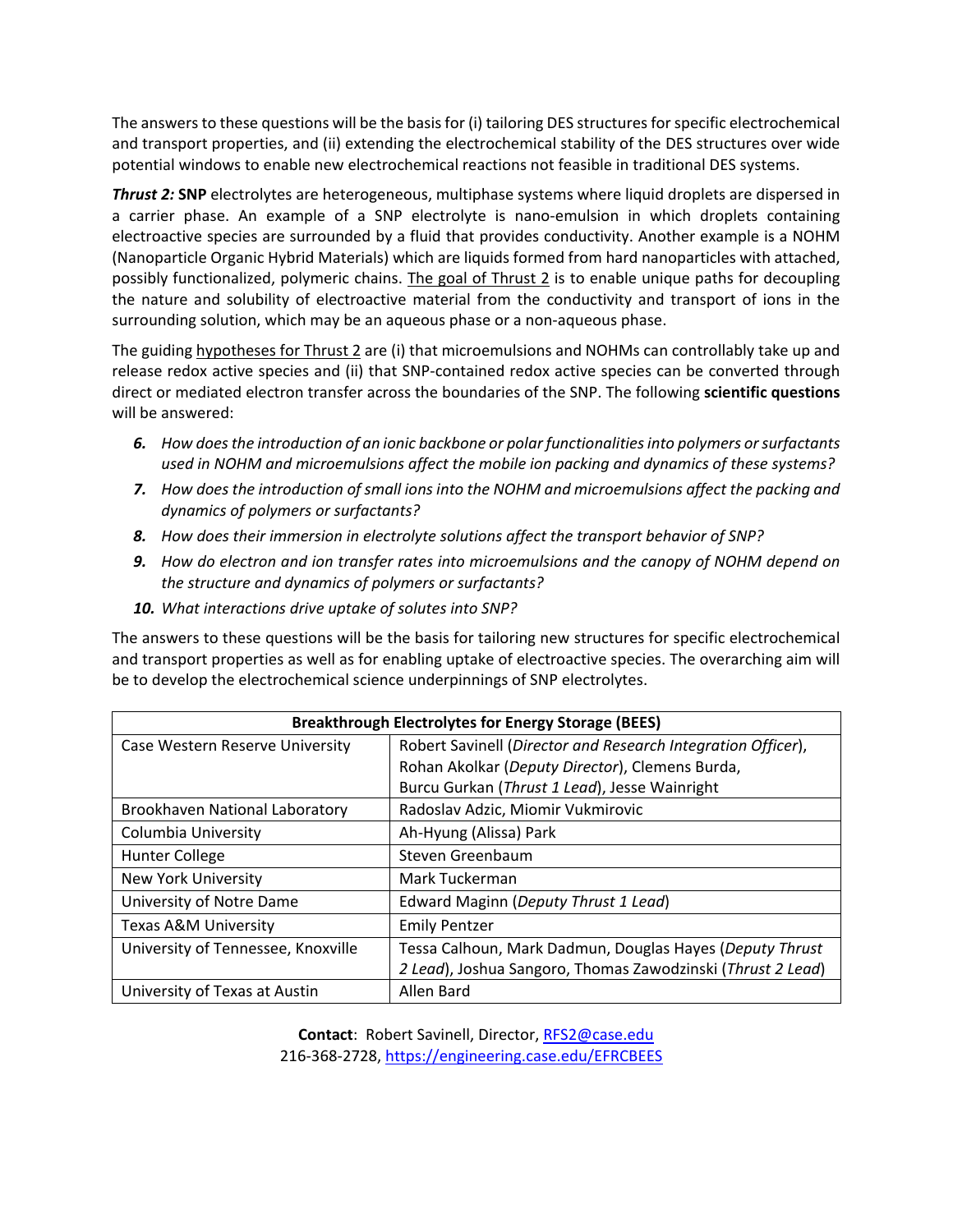The answers to these questions will be the basis for (i) tailoring DES structures for specific electrochemical and transport properties, and (ii) extending the electrochemical stability of the DES structures over wide potential windows to enable new electrochemical reactions not feasible in traditional DES systems.

***Thrust 2:*** **SNP** electrolytes are heterogeneous, multiphase systems where liquid droplets are dispersed in a carrier phase. An example of a SNP electrolyte is nano-emulsion in which droplets containing electroactive species are surrounded by a fluid that provides conductivity. Another example is a NOHM (Nanoparticle Organic Hybrid Materials) which are liquids formed from hard nanoparticles with attached, possibly functionalized, polymeric chains. The goal of Thrust 2 is to enable unique paths for decoupling the nature and solubility of electroactive material from the conductivity and transport of ions in the surrounding solution, which may be an aqueous phase or a non-aqueous phase.

The guiding hypotheses for Thrust 2 are (i) that microemulsions and NOHMs can controllably take up and release redox active species and (ii) that SNP-contained redox active species can be converted through direct or mediated electron transfer across the boundaries of the SNP. The following **scientific questions** will be answered:

6. *How does the introduction of an ionic backbone or polar functionalities into polymers or surfactants used in NOHM and microemulsions affect the mobile ion packing and dynamics of these systems?*
7. *How does the introduction of small ions into the NOHM and microemulsions affect the packing and dynamics of polymers or surfactants?*
8. *How does their immersion in electrolyte solutions affect the transport behavior of SNP?*
9. *How do electron and ion transfer rates into microemulsions and the canopy of NOHM depend on the structure and dynamics of polymers or surfactants?*
10. *What interactions drive uptake of solutes into SNP?*

The answers to these questions will be the basis for tailoring new structures for specific electrochemical and transport properties as well as for enabling uptake of electroactive species. The overarching aim will be to develop the electrochemical science underpinnings of SNP electrolytes.

| **Breakthrough Electrolytes for Energy Storage (BEES)** | |
|---|---|
| Case Western Reserve University | Robert Savinell (*Director and Research Integration Officer*), Rohan Akolkar (*Deputy Director*), Clemens Burda, Burcu Gurkan (*Thrust 1 Lead*), Jesse Wainright |
| Brookhaven National Laboratory | Radoslav Adzic, Miomir Vukmirovic |
| Columbia University | Ah-Hyung (Alissa) Park |
| Hunter College | Steven Greenbaum |
| New York University | Mark Tuckerman |
| University of Notre Dame | Edward Maginn (*Deputy Thrust 1 Lead*) |
| Texas A&M University | Emily Pentzer |
| University of Tennessee, Knoxville | Tessa Calhoun, Mark Dadmun, Douglas Hayes (*Deputy Thrust 2 Lead*), Joshua Sangoro, Thomas Zawodzinski (*Thrust 2 Lead*) |
| University of Texas at Austin | Allen Bard |

**Contact**: Robert Savinell, Director, RFS2@case.edu
216-368-2728, https://engineering.case.edu/EFRCBEES